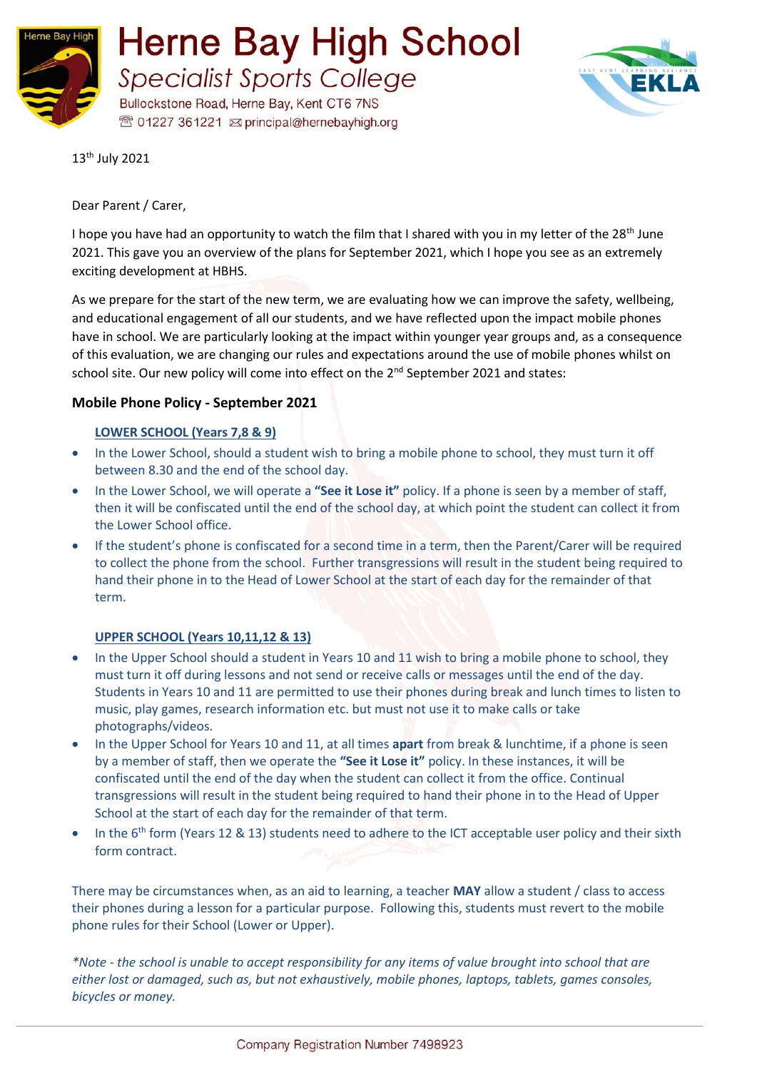# Herne Bay High School

## Specialist Sports College

Bullockstone Road, Herne Bay, Kent CT6 7NS
☎ 01227 361221 ✉ principal@hernebayhigh.org

13th July 2021

Dear Parent / Carer,

I hope you have had an opportunity to watch the film that I shared with you in my letter of the 28th June 2021. This gave you an overview of the plans for September 2021, which I hope you see as an extremely exciting development at HBHS.

As we prepare for the start of the new term, we are evaluating how we can improve the safety, wellbeing, and educational engagement of all our students, and we have reflected upon the impact mobile phones have in school. We are particularly looking at the impact within younger year groups and, as a consequence of this evaluation, we are changing our rules and expectations around the use of mobile phones whilst on school site. Our new policy will come into effect on the 2nd September 2021 and states:

### Mobile Phone Policy - September 2021

**LOWER SCHOOL (Years 7,8 & 9)**

- In the Lower School, should a student wish to bring a mobile phone to school, they must turn it off between 8.30 and the end of the school day.
- In the Lower School, we will operate a **"See it Lose it"** policy. If a phone is seen by a member of staff, then it will be confiscated until the end of the school day, at which point the student can collect it from the Lower School office.
- If the student's phone is confiscated for a second time in a term, then the Parent/Carer will be required to collect the phone from the school. Further transgressions will result in the student being required to hand their phone in to the Head of Lower School at the start of each day for the remainder of that term.

**UPPER SCHOOL (Years 10,11,12 & 13)**

- In the Upper School should a student in Years 10 and 11 wish to bring a mobile phone to school, they must turn it off during lessons and not send or receive calls or messages until the end of the day. Students in Years 10 and 11 are permitted to use their phones during break and lunch times to listen to music, play games, research information etc. but must not use it to make calls or take photographs/videos.
- In the Upper School for Years 10 and 11, at all times **apart** from break & lunchtime, if a phone is seen by a member of staff, then we operate the **"See it Lose it"** policy. In these instances, it will be confiscated until the end of the day when the student can collect it from the office. Continual transgressions will result in the student being required to hand their phone in to the Head of Upper School at the start of each day for the remainder of that term.
- In the 6th form (Years 12 & 13) students need to adhere to the ICT acceptable user policy and their sixth form contract.

There may be circumstances when, as an aid to learning, a teacher **MAY** allow a student / class to access their phones during a lesson for a particular purpose. Following this, students must revert to the mobile phone rules for their School (Lower or Upper).

*\*Note - the school is unable to accept responsibility for any items of value brought into school that are either lost or damaged, such as, but not exhaustively, mobile phones, laptops, tablets, games consoles, bicycles or money.*

Company Registration Number 7498923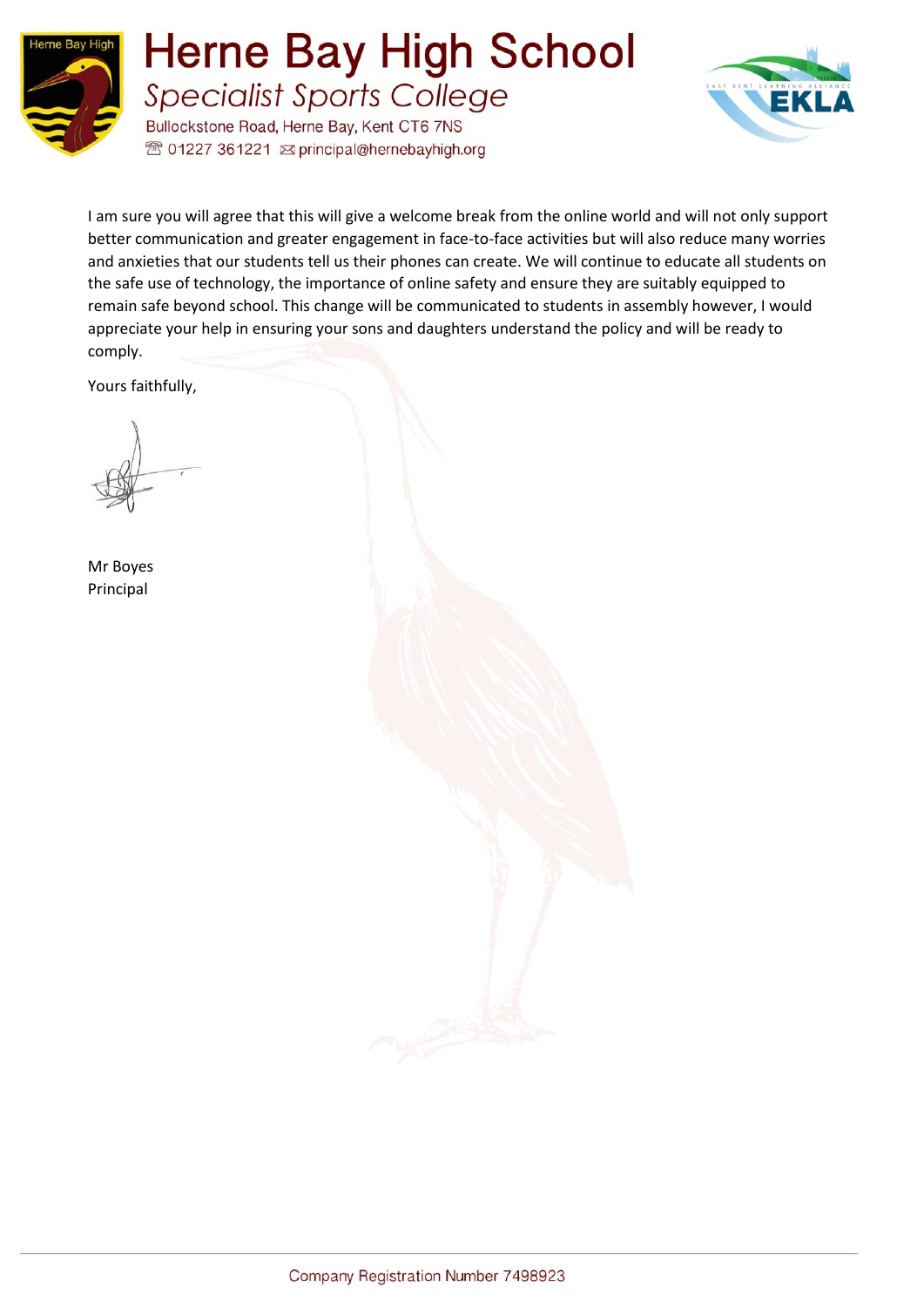I am sure you will agree that this will give a welcome break from the online world and will not only support better communication and greater engagement in face-to-face activities but will also reduce many worries and anxieties that our students tell us their phones can create. We will continue to educate all students on the safe use of technology, the importance of online safety and ensure they are suitably equipped to remain safe beyond school. This change will be communicated to students in assembly however, I would appreciate your help in ensuring your sons and daughters understand the policy and will be ready to comply.

Yours faithfully,

Mr Boyes
Principal